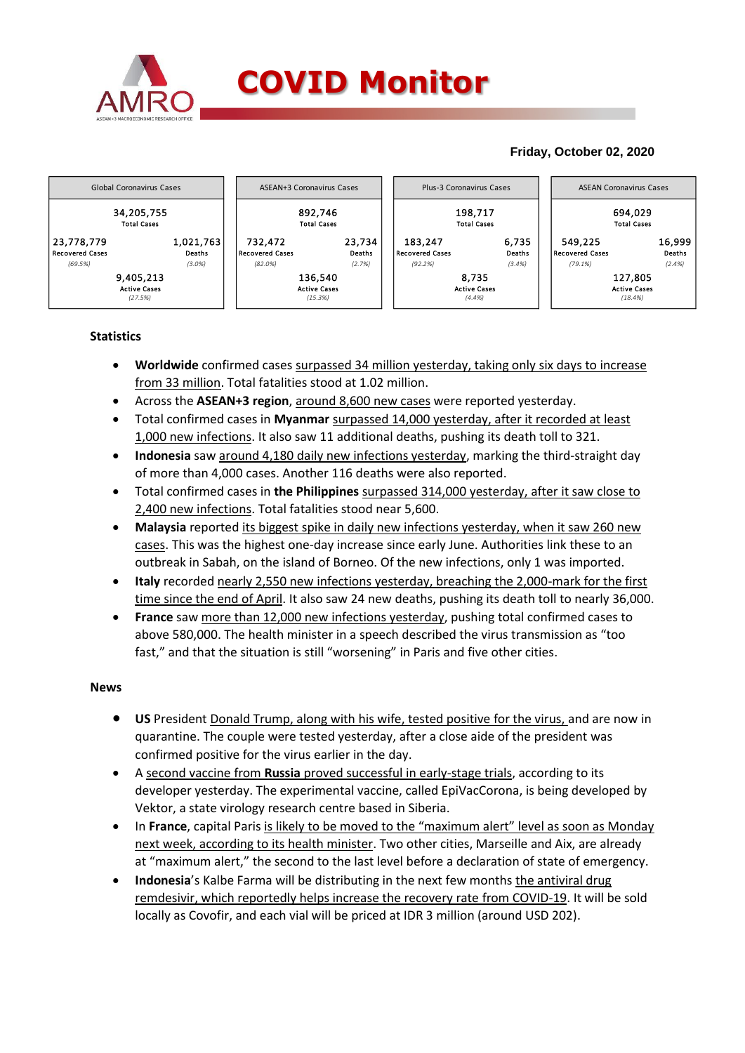# COVID Monitor

**Friday, October 02, 2020**

| Global Coronavirus Cases | | ASEAN+3 Coronavirus Cases | | Plus-3 Coronavirus Cases | | ASEAN Coronavirus Cases | |
|---|---|---|---|---|---|---|---|
| 34,205,755 Total Cases | | 892,746 Total Cases | | 198,717 Total Cases | | 694,029 Total Cases | |
| 23,778,779 Recovered Cases (69.5%) | 1,021,763 Deaths (3.0%) | 732,472 Recovered Cases (82.0%) | 23,734 Deaths (2.7%) | 183,247 Recovered Cases (92.2%) | 6,735 Deaths (3.4%) | 549,225 Recovered Cases (79.1%) | 16,999 Deaths (2.4%) |
| 9,405,213 Active Cases (27.5%) | | 136,540 Active Cases (15.3%) | | 8,735 Active Cases (4.4%) | | 127,805 Active Cases (18.4%) | |

## Statistics

- **Worldwide** confirmed cases surpassed 34 million yesterday, taking only six days to increase from 33 million. Total fatalities stood at 1.02 million.
- Across the **ASEAN+3 region**, around 8,600 new cases were reported yesterday.
- Total confirmed cases in **Myanmar** surpassed 14,000 yesterday, after it recorded at least 1,000 new infections. It also saw 11 additional deaths, pushing its death toll to 321.
- **Indonesia** saw around 4,180 daily new infections yesterday, marking the third-straight day of more than 4,000 cases. Another 116 deaths were also reported.
- Total confirmed cases in **the Philippines** surpassed 314,000 yesterday, after it saw close to 2,400 new infections. Total fatalities stood near 5,600.
- **Malaysia** reported its biggest spike in daily new infections yesterday, when it saw 260 new cases. This was the highest one-day increase since early June. Authorities link these to an outbreak in Sabah, on the island of Borneo. Of the new infections, only 1 was imported.
- **Italy** recorded nearly 2,550 new infections yesterday, breaching the 2,000-mark for the first time since the end of April. It also saw 24 new deaths, pushing its death toll to nearly 36,000.
- **France** saw more than 12,000 new infections yesterday, pushing total confirmed cases to above 580,000. The health minister in a speech described the virus transmission as "too fast," and that the situation is still "worsening" in Paris and five other cities.

## News

- **US** President Donald Trump, along with his wife, tested positive for the virus, and are now in quarantine. The couple were tested yesterday, after a close aide of the president was confirmed positive for the virus earlier in the day.
- A second vaccine from **Russia** proved successful in early-stage trials, according to its developer yesterday. The experimental vaccine, called EpiVacCorona, is being developed by Vektor, a state virology research centre based in Siberia.
- In **France**, capital Paris is likely to be moved to the "maximum alert" level as soon as Monday next week, according to its health minister. Two other cities, Marseille and Aix, are already at "maximum alert," the second to the last level before a declaration of state of emergency.
- **Indonesia**'s Kalbe Farma will be distributing in the next few months the antiviral drug remdesivir, which reportedly helps increase the recovery rate from COVID-19. It will be sold locally as Covofir, and each vial will be priced at IDR 3 million (around USD 202).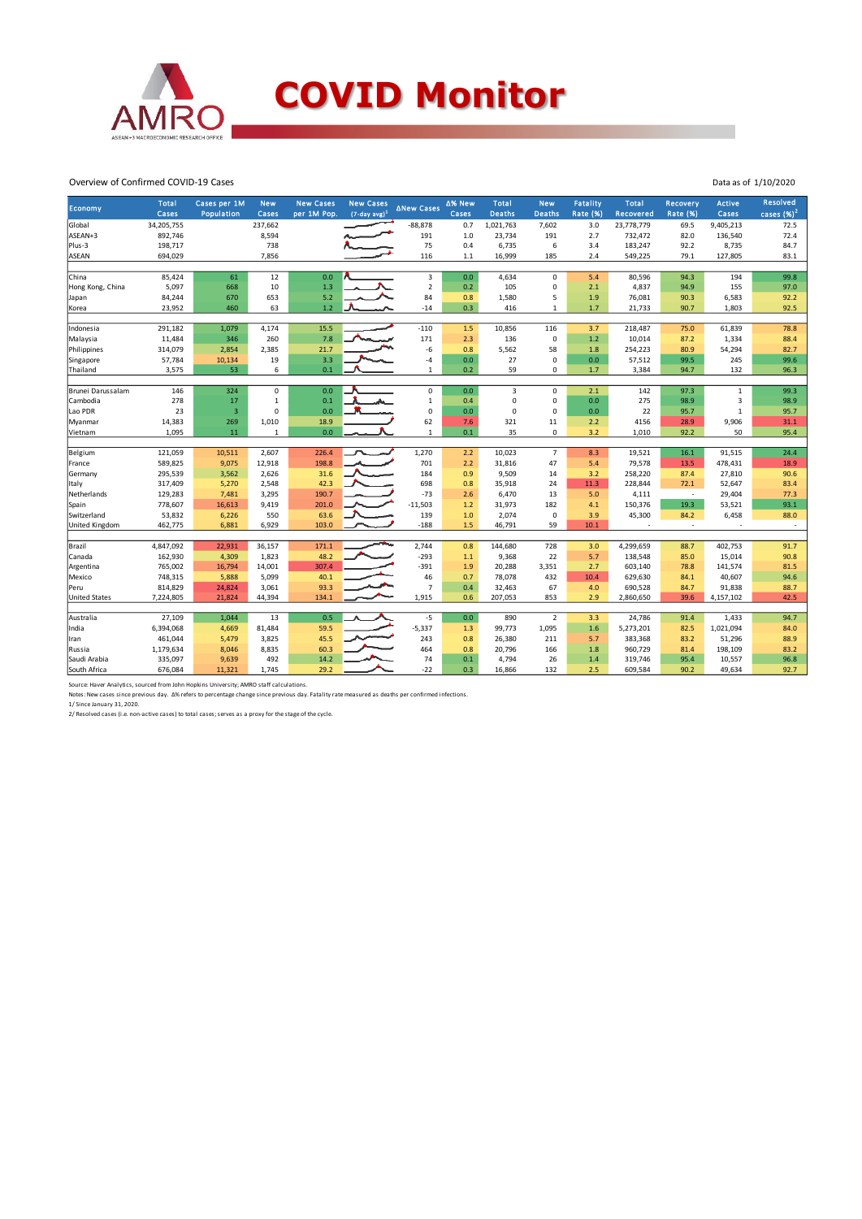# COVID Monitor

Overview of Confirmed COVID-19 Cases

Data as of 1/10/2020

| Economy | Total Cases | Cases per 1M Population | New Cases | New Cases per 1M Pop. | New Cases (7-day avg)[1] | ΔNew Cases | Δ% New Cases | Total Deaths | New Deaths | Fatality Rate (%) | Total Recovered | Recovery Rate (%) | Active Cases | Resolved cases (%)[2] |
|---|---|---|---|---|---|---|---|---|---|---|---|---|---|---|
| Global | 34,205,755 | | 237,662 | | | -88,878 | 0.7 | 1,021,763 | 7,602 | 3.0 | 23,778,779 | 69.5 | 9,405,213 | 72.5 |
| ASEAN+3 | 892,746 | | 8,594 | | | 191 | 1.0 | 23,734 | 191 | 2.7 | 732,472 | 82.0 | 136,540 | 72.4 |
| Plus-3 | 198,717 | | 738 | | | 75 | 0.4 | 6,735 | 6 | 3.4 | 183,247 | 92.2 | 8,735 | 84.7 |
| ASEAN | 694,029 | | 7,856 | | | 116 | 1.1 | 16,999 | 185 | 2.4 | 549,225 | 79.1 | 127,805 | 83.1 |
| | | | | | | | | | | | | | | |
| China | 85,424 | 61 | 12 | 0.0 | | 3 | 0.0 | 4,634 | 0 | 5.4 | 80,596 | 94.3 | 194 | 99.8 |
| Hong Kong, China | 5,097 | 668 | 10 | 1.3 | | 2 | 0.2 | 105 | 0 | 2.1 | 4,837 | 94.9 | 155 | 97.0 |
| Japan | 84,244 | 670 | 653 | 5.2 | | 84 | 0.8 | 1,580 | 5 | 1.9 | 76,081 | 90.3 | 6,583 | 92.2 |
| Korea | 23,952 | 460 | 63 | 1.2 | | -14 | 0.3 | 416 | 1 | 1.7 | 21,733 | 90.7 | 1,803 | 92.5 |
| | | | | | | | | | | | | | | |
| Indonesia | 291,182 | 1,079 | 4,174 | 15.5 | | -110 | 1.5 | 10,856 | 116 | 3.7 | 218,487 | 75.0 | 61,839 | 78.8 |
| Malaysia | 11,484 | 346 | 260 | 7.8 | | 171 | 2.3 | 136 | 0 | 1.2 | 10,014 | 87.2 | 1,334 | 88.4 |
| Philippines | 314,079 | 2,854 | 2,385 | 21.7 | | -6 | 0.8 | 5,562 | 58 | 1.8 | 254,223 | 80.9 | 54,294 | 82.7 |
| Singapore | 57,784 | 10,134 | 19 | 3.3 | | -4 | 0.0 | 27 | 0 | 0.0 | 57,512 | 99.5 | 245 | 99.6 |
| Thailand | 3,575 | 53 | 6 | 0.1 | | 1 | 0.2 | 59 | 0 | 1.7 | 3,384 | 94.7 | 132 | 96.3 |
| | | | | | | | | | | | | | | |
| Brunei Darussalam | 146 | 324 | 0 | 0.0 | | 0 | 0.0 | 3 | 0 | 2.1 | 142 | 97.3 | 1 | 99.3 |
| Cambodia | 278 | 17 | 1 | 0.1 | | 1 | 0.4 | 0 | 0 | 0.0 | 275 | 98.9 | 3 | 98.9 |
| Lao PDR | 23 | 3 | 0 | 0.0 | | 0 | 0.0 | 0 | 0 | 0.0 | 22 | 95.7 | 1 | 95.7 |
| Myanmar | 14,383 | 269 | 1,010 | 18.9 | | 62 | 7.6 | 321 | 11 | 2.2 | 4156 | 28.9 | 9,906 | 31.1 |
| Vietnam | 1,095 | 11 | 1 | 0.0 | | 1 | 0.1 | 35 | 0 | 3.2 | 1,010 | 92.2 | 50 | 95.4 |
| | | | | | | | | | | | | | | |
| Belgium | 121,059 | 10,511 | 2,607 | 226.4 | | 1,270 | 2.2 | 10,023 | 7 | 8.3 | 19,521 | 16.1 | 91,515 | 24.4 |
| France | 589,825 | 9,075 | 12,918 | 198.8 | | 701 | 2.2 | 31,816 | 47 | 5.4 | 79,578 | 13.5 | 478,431 | 18.9 |
| Germany | 295,539 | 3,562 | 2,626 | 31.6 | | 184 | 0.9 | 9,509 | 14 | 3.2 | 258,220 | 87.4 | 27,810 | 90.6 |
| Italy | 317,409 | 5,270 | 2,548 | 42.3 | | 698 | 0.8 | 35,918 | 24 | 11.3 | 228,844 | 72.1 | 52,647 | 83.4 |
| Netherlands | 129,283 | 7,481 | 3,295 | 190.7 | | -73 | 2.6 | 6,470 | 13 | 5.0 | 4,111 | - | 29,404 | 77.3 |
| Spain | 778,607 | 16,613 | 9,419 | 201.0 | | -11,503 | 1.2 | 31,973 | 182 | 4.1 | 150,376 | 19.3 | 53,521 | 93.1 |
| Switzerland | 53,832 | 6,226 | 550 | 63.6 | | 139 | 1.0 | 2,074 | 0 | 3.9 | 45,300 | 84.2 | 6,458 | 88.0 |
| United Kingdom | 462,775 | 6,881 | 6,929 | 103.0 | | -188 | 1.5 | 46,791 | 59 | 10.1 | - | - | - | - |
| | | | | | | | | | | | | | | |
| Brazil | 4,847,092 | 22,931 | 36,157 | 171.1 | | 2,744 | 0.8 | 144,680 | 728 | 3.0 | 4,299,659 | 88.7 | 402,753 | 91.7 |
| Canada | 162,930 | 4,309 | 1,823 | 48.2 | | -293 | 1.1 | 9,368 | 22 | 5.7 | 138,548 | 85.0 | 15,014 | 90.8 |
| Argentina | 765,002 | 16,794 | 14,001 | 307.4 | | -391 | 1.9 | 20,288 | 3,351 | 2.7 | 603,140 | 78.8 | 141,574 | 81.5 |
| Mexico | 748,315 | 5,888 | 5,099 | 40.1 | | 46 | 0.7 | 78,078 | 432 | 10.4 | 629,630 | 84.1 | 40,607 | 94.6 |
| Peru | 814,829 | 24,824 | 3,061 | 93.3 | | 7 | 0.4 | 32,463 | 67 | 4.0 | 690,528 | 84.7 | 91,838 | 88.7 |
| United States | 7,224,805 | 21,824 | 44,394 | 134.1 | | 1,915 | 0.6 | 207,053 | 853 | 2.9 | 2,860,650 | 39.6 | 4,157,102 | 42.5 |
| | | | | | | | | | | | | | | |
| Australia | 27,109 | 1,044 | 13 | 0.5 | | -5 | 0.0 | 890 | 2 | 3.3 | 24,786 | 91.4 | 1,433 | 94.7 |
| India | 6,394,068 | 4,669 | 81,484 | 59.5 | | -5,337 | 1.3 | 99,773 | 1,095 | 1.6 | 5,273,201 | 82.5 | 1,021,094 | 84.0 |
| Iran | 461,044 | 5,479 | 3,825 | 45.5 | | 243 | 0.8 | 26,380 | 211 | 5.7 | 383,368 | 83.2 | 51,296 | 88.9 |
| Russia | 1,179,634 | 8,046 | 8,835 | 60.3 | | 464 | 0.8 | 20,796 | 166 | 1.8 | 960,729 | 81.4 | 198,109 | 83.2 |
| Saudi Arabia | 335,097 | 9,639 | 492 | 14.2 | | 74 | 0.1 | 4,794 | 26 | 1.4 | 319,746 | 95.4 | 10,557 | 96.8 |
| South Africa | 676,084 | 11,321 | 1,745 | 29.2 | | -22 | 0.3 | 16,866 | 132 | 2.5 | 609,584 | 90.2 | 49,634 | 92.7 |

Source: Haver Analytics, sourced from John Hopkins University; AMRO staff calculations.

Notes: New cases since previous day. Δ% refers to percentage change since previous day. Fatality rate measured as deaths per confirmed infections.

1/ Since January 31, 2020.

2/ Resolved cases (i.e. non-active cases) to total cases; serves as a proxy for the stage of the cycle.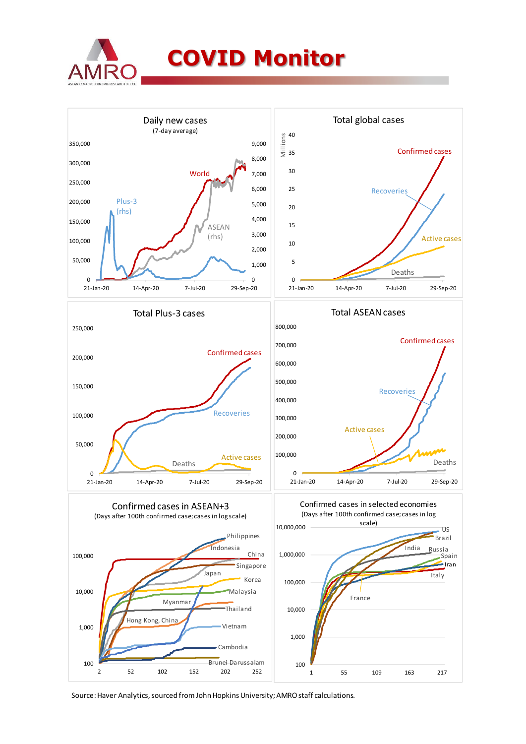# COVID Monitor

AMRO

ASEAN+3 MACROECONOMIC RESEARCH OFFICE

## Daily new cases

(7-day average)

350,000
300,000
250,000
200,000
150,000
100,000
50,000
0

9,000
8,000
7,000
6,000
5,000
4,000
3,000
2,000
1,000
0

World
Plus-3 (rhs)
ASEAN (rhs)

21-Jan-20 14-Apr-20 7-Jul-20 29-Sep-20

## Total global cases

Millions

40
35
30
25
20
15
10
5
0

Confirmed cases
Recoveries
Active cases
Deaths

21-Jan-20 14-Apr-20 7-Jul-20 29-Sep-20

## Total Plus-3 cases

250,000
200,000
150,000
100,000
50,000
0

Confirmed cases
Recoveries
Active cases
Deaths

21-Jan-20 14-Apr-20 7-Jul-20 29-Sep-20

## Total ASEAN cases

800,000
700,000
600,000
500,000
400,000
300,000
200,000
100,000
0

Confirmed cases
Recoveries
Active cases
Deaths

21-Jan-20 14-Apr-20 7-Jul-20 29-Sep-20

## Confirmed cases in ASEAN+3

(Days after 100th confirmed case; cases in log scale)

100,000
10,000
1,000
100

Philippines
Indonesia
China
Singapore
Japan
Korea
Malaysia
Myanmar
Thailand
Hong Kong, China
Vietnam
Cambodia
Brunei Darussalam

2 52 102 152 202 252

## Confirmed cases in selected economies

(Days after 100th confirmed case; cases in log scale)

10,000,000
1,000,000
100,000
10,000
1,000
100

US
Brazil
India
Russia
Spain
Iran
Italy
France

1 55 109 163 217

Source: Haver Analytics, sourced from John Hopkins University; AMRO staff calculations.